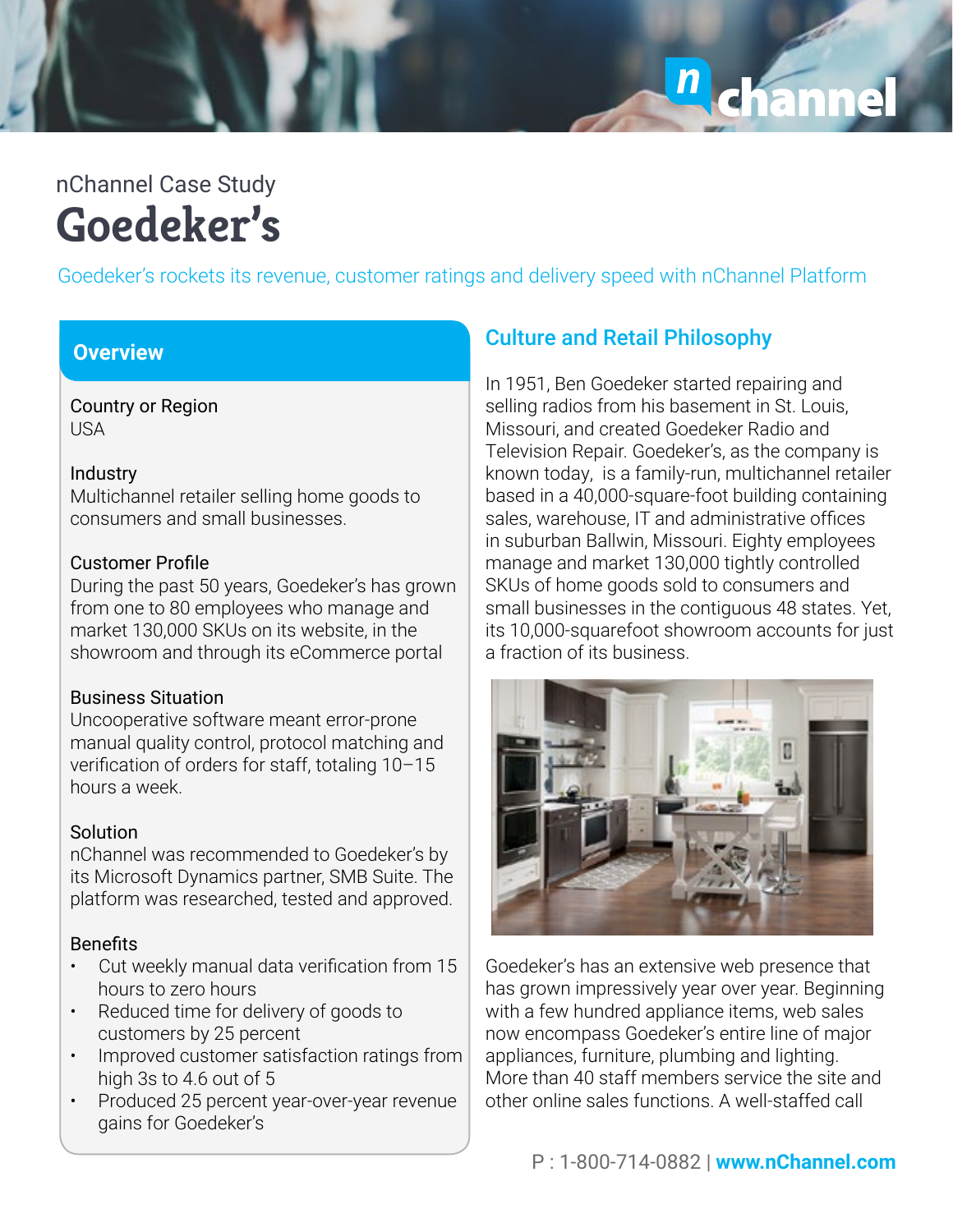nChannel Case Study

# Goedeker's

Goedeker's rockets its revenue, customer ratings and delivery speed with nChannel Platform

## Overview

**Country or Region**
USA

**Industry**
Multichannel retailer selling home goods to consumers and small businesses.

**Customer Profile**
During the past 50 years, Goedeker's has grown from one to 80 employees who manage and market 130,000 SKUs on its website, in the showroom and through its eCommerce portal

**Business Situation**
Uncooperative software meant error-prone manual quality control, protocol matching and verification of orders for staff, totaling 10–15 hours a week.

**Solution**
nChannel was recommended to Goedeker's by its Microsoft Dynamics partner, SMB Suite. The platform was researched, tested and approved.

**Benefits**

- Cut weekly manual data verification from 15 hours to zero hours
- Reduced time for delivery of goods to customers by 25 percent
- Improved customer satisfaction ratings from high 3s to 4.6 out of 5
- Produced 25 percent year-over-year revenue gains for Goedeker's

## Culture and Retail Philosophy

In 1951, Ben Goedeker started repairing and selling radios from his basement in St. Louis, Missouri, and created Goedeker Radio and Television Repair. Goedeker's, as the company is known today, is a family-run, multichannel retailer based in a 40,000-square-foot building containing sales, warehouse, IT and administrative offices in suburban Ballwin, Missouri. Eighty employees manage and market 130,000 tightly controlled SKUs of home goods sold to consumers and small businesses in the contiguous 48 states. Yet, its 10,000-squarefoot showroom accounts for just a fraction of its business.

Goedeker's has an extensive web presence that has grown impressively year over year. Beginning with a few hundred appliance items, web sales now encompass Goedeker's entire line of major appliances, furniture, plumbing and lighting. More than 40 staff members service the site and other online sales functions. A well-staffed call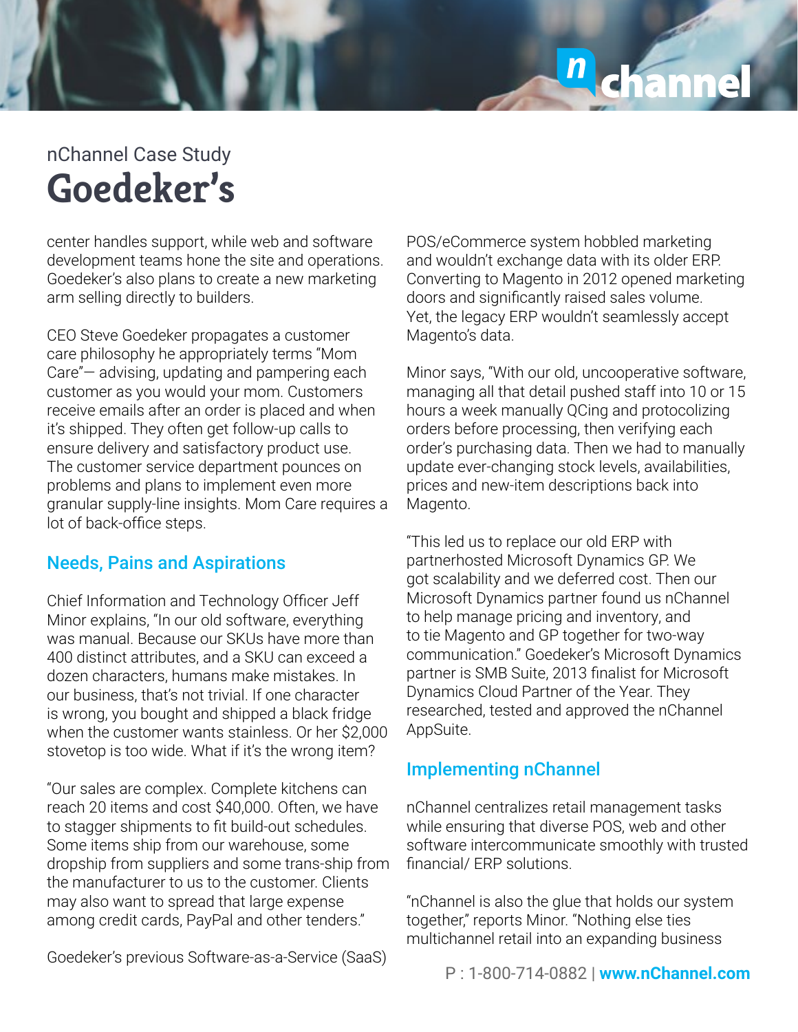nChannel Case Study

# Goedeker's

center handles support, while web and software development teams hone the site and operations. Goedeker's also plans to create a new marketing arm selling directly to builders.

CEO Steve Goedeker propagates a customer care philosophy he appropriately terms "Mom Care"— advising, updating and pampering each customer as you would your mom. Customers receive emails after an order is placed and when it's shipped. They often get follow-up calls to ensure delivery and satisfactory product use. The customer service department pounces on problems and plans to implement even more granular supply-line insights. Mom Care requires a lot of back-office steps.

## Needs, Pains and Aspirations

Chief Information and Technology Officer Jeff Minor explains, "In our old software, everything was manual. Because our SKUs have more than 400 distinct attributes, and a SKU can exceed a dozen characters, humans make mistakes. In our business, that's not trivial. If one character is wrong, you bought and shipped a black fridge when the customer wants stainless. Or her $2,000 stovetop is too wide. What if it's the wrong item?

"Our sales are complex. Complete kitchens can reach 20 items and cost $40,000. Often, we have to stagger shipments to fit build-out schedules. Some items ship from our warehouse, some dropship from suppliers and some trans-ship from the manufacturer to us to the customer. Clients may also want to spread that large expense among credit cards, PayPal and other tenders."

Goedeker's previous Software-as-a-Service (SaaS) POS/eCommerce system hobbled marketing and wouldn't exchange data with its older ERP. Converting to Magento in 2012 opened marketing doors and significantly raised sales volume. Yet, the legacy ERP wouldn't seamlessly accept Magento's data.

Minor says, "With our old, uncooperative software, managing all that detail pushed staff into 10 or 15 hours a week manually QCing and protocolizing orders before processing, then verifying each order's purchasing data. Then we had to manually update ever-changing stock levels, availabilities, prices and new-item descriptions back into Magento.

"This led us to replace our old ERP with partnerhosted Microsoft Dynamics GP. We got scalability and we deferred cost. Then our Microsoft Dynamics partner found us nChannel to help manage pricing and inventory, and to tie Magento and GP together for two-way communication." Goedeker's Microsoft Dynamics partner is SMB Suite, 2013 finalist for Microsoft Dynamics Cloud Partner of the Year. They researched, tested and approved the nChannel AppSuite.

## Implementing nChannel

nChannel centralizes retail management tasks while ensuring that diverse POS, web and other software intercommunicate smoothly with trusted financial/ ERP solutions.

"nChannel is also the glue that holds our system together," reports Minor. "Nothing else ties multichannel retail into an expanding business

P : 1-800-714-0882 | **www.nChannel.com**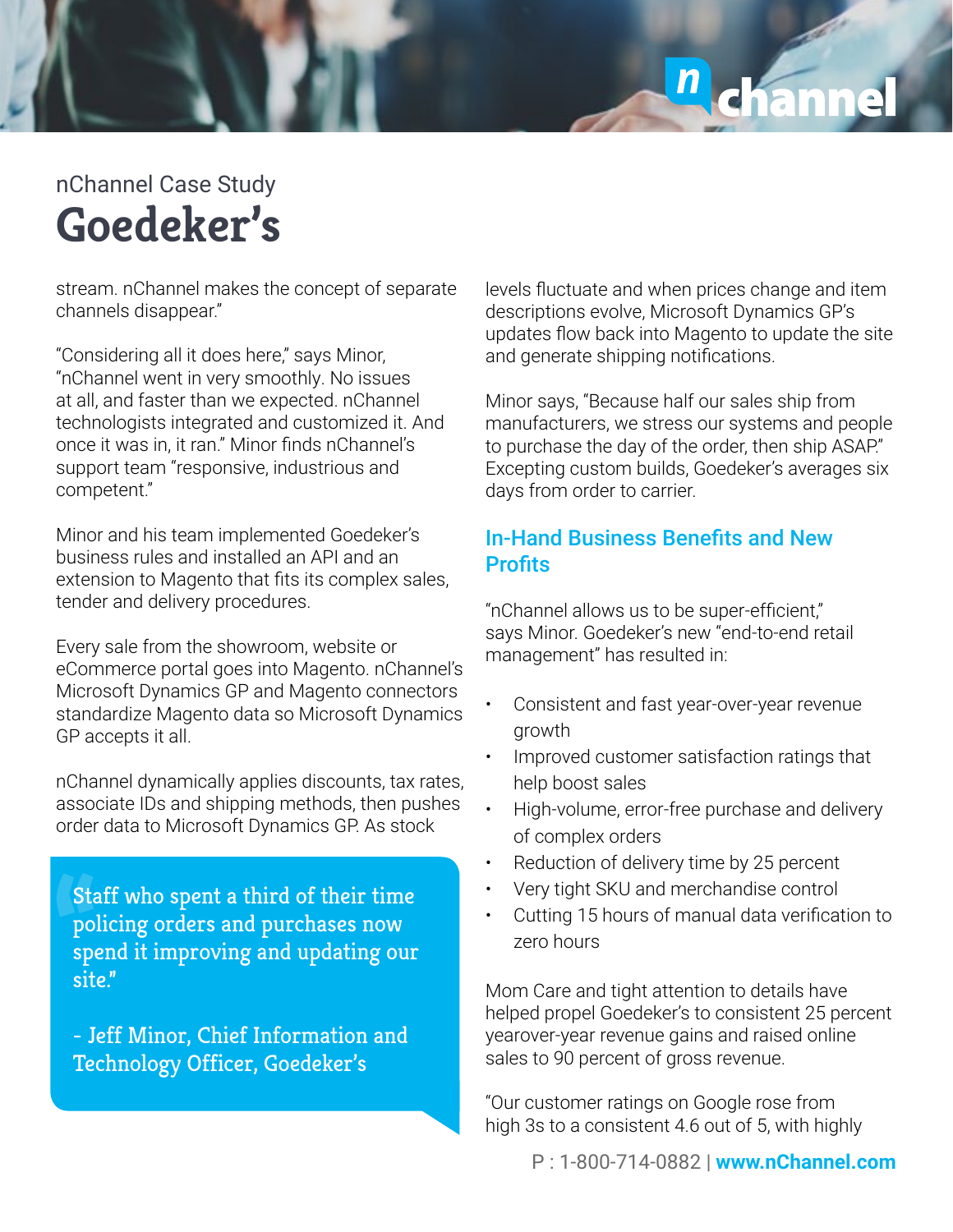nChannel Case Study

# Goedeker's

stream. nChannel makes the concept of separate channels disappear."

"Considering all it does here," says Minor, "nChannel went in very smoothly. No issues at all, and faster than we expected. nChannel technologists integrated and customized it. And once it was in, it ran." Minor finds nChannel's support team "responsive, industrious and competent."

Minor and his team implemented Goedeker's business rules and installed an API and an extension to Magento that fits its complex sales, tender and delivery procedures.

Every sale from the showroom, website or eCommerce portal goes into Magento. nChannel's Microsoft Dynamics GP and Magento connectors standardize Magento data so Microsoft Dynamics GP accepts it all.

nChannel dynamically applies discounts, tax rates, associate IDs and shipping methods, then pushes order data to Microsoft Dynamics GP. As stock levels fluctuate and when prices change and item descriptions evolve, Microsoft Dynamics GP's updates flow back into Magento to update the site and generate shipping notifications.

> "Staff who spent a third of their time policing orders and purchases now spend it improving and updating our site."
>
> - Jeff Minor, Chief Information and Technology Officer, Goedeker's

Minor says, "Because half our sales ship from manufacturers, we stress our systems and people to purchase the day of the order, then ship ASAP." Excepting custom builds, Goedeker's averages six days from order to carrier.

## In-Hand Business Benefits and New Profits

"nChannel allows us to be super-efficient," says Minor. Goedeker's new "end-to-end retail management" has resulted in:

- Consistent and fast year-over-year revenue growth
- Improved customer satisfaction ratings that help boost sales
- High-volume, error-free purchase and delivery of complex orders
- Reduction of delivery time by 25 percent
- Very tight SKU and merchandise control
- Cutting 15 hours of manual data verification to zero hours

Mom Care and tight attention to details have helped propel Goedeker's to consistent 25 percent yearover-year revenue gains and raised online sales to 90 percent of gross revenue.

"Our customer ratings on Google rose from high 3s to a consistent 4.6 out of 5, with highly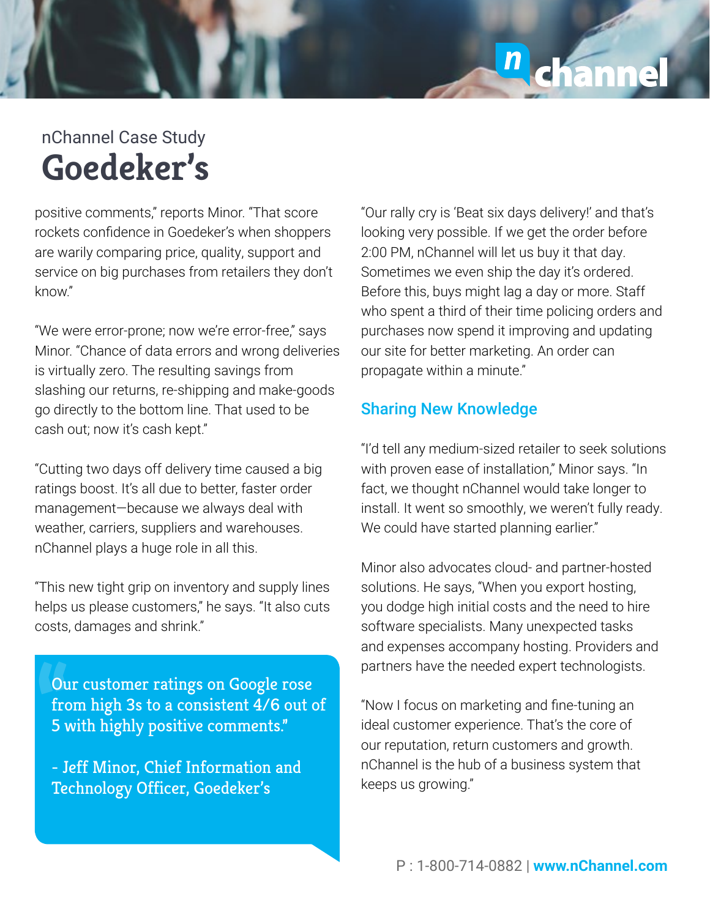nChannel Case Study

# Goedeker's

positive comments," reports Minor. "That score rockets confidence in Goedeker's when shoppers are warily comparing price, quality, support and service on big purchases from retailers they don't know."

"We were error-prone; now we're error-free," says Minor. "Chance of data errors and wrong deliveries is virtually zero. The resulting savings from slashing our returns, re-shipping and make-goods go directly to the bottom line. That used to be cash out; now it's cash kept."

"Cutting two days off delivery time caused a big ratings boost. It's all due to better, faster order management—because we always deal with weather, carriers, suppliers and warehouses. nChannel plays a huge role in all this.

"This new tight grip on inventory and supply lines helps us please customers," he says. "It also cuts costs, damages and shrink."

> Our customer ratings on Google rose from high 3s to a consistent 4/6 out of 5 with highly positive comments."
>
> - Jeff Minor, Chief Information and Technology Officer, Goedeker's

"Our rally cry is 'Beat six days delivery!' and that's looking very possible. If we get the order before 2:00 PM, nChannel will let us buy it that day. Sometimes we even ship the day it's ordered. Before this, buys might lag a day or more. Staff who spent a third of their time policing orders and purchases now spend it improving and updating our site for better marketing. An order can propagate within a minute."

## Sharing New Knowledge

"I'd tell any medium-sized retailer to seek solutions with proven ease of installation," Minor says. "In fact, we thought nChannel would take longer to install. It went so smoothly, we weren't fully ready. We could have started planning earlier."

Minor also advocates cloud- and partner-hosted solutions. He says, "When you export hosting, you dodge high initial costs and the need to hire software specialists. Many unexpected tasks and expenses accompany hosting. Providers and partners have the needed expert technologists.

"Now I focus on marketing and fine-tuning an ideal customer experience. That's the core of our reputation, return customers and growth. nChannel is the hub of a business system that keeps us growing."

P : 1-800-714-0882 | **www.nChannel.com**